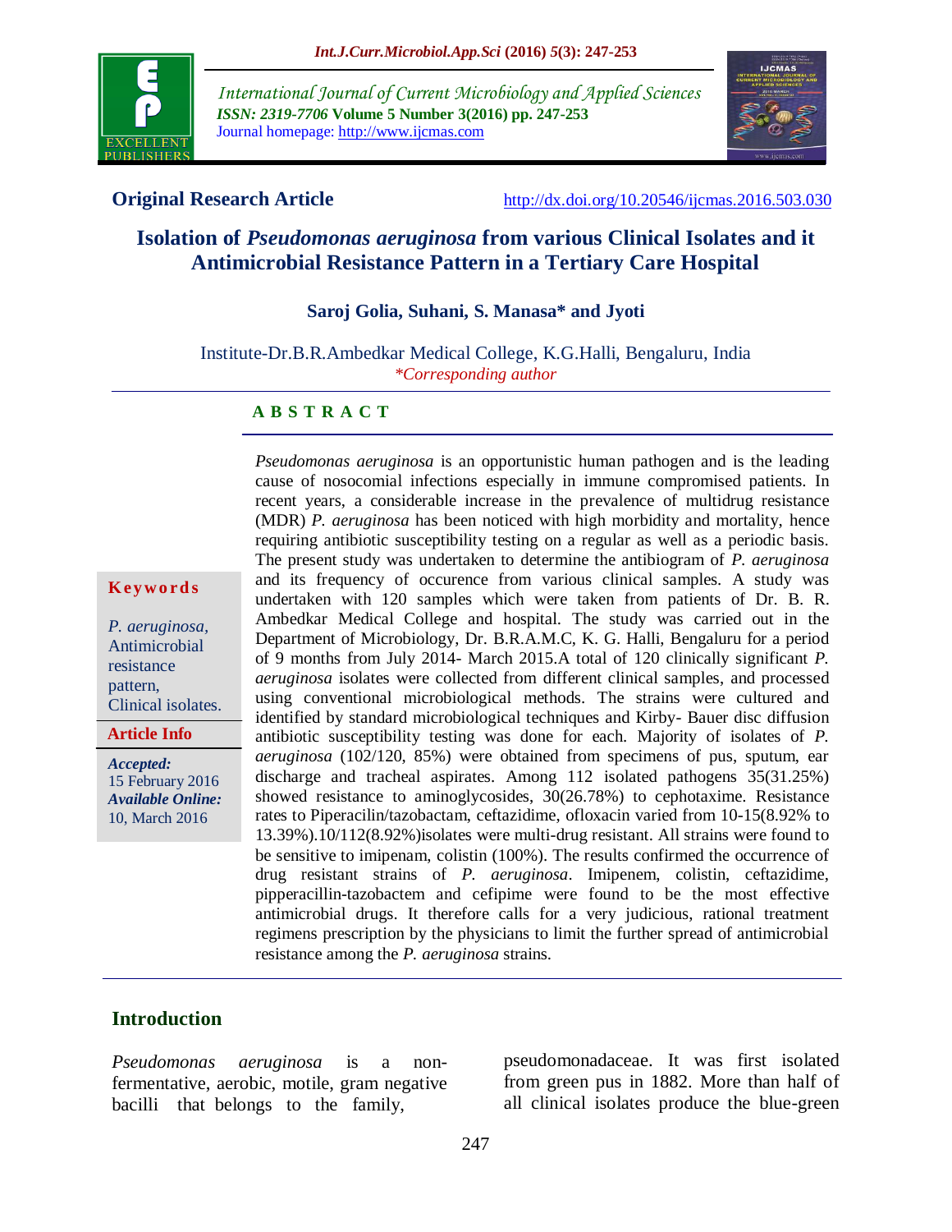**Original Research Article**

http://dx.doi.org/10.20546/ijcmas.2016.503.030

# Isolation of *Pseudomonas aeruginosa* from various Clinical Isolates and it Antimicrobial Resistance Pattern in a Tertiary Care Hospital

**Saroj Golia, Suhani, S. Manasa* and Jyoti**

Institute-Dr.B.R.Ambedkar Medical College, K.G.Halli, Bengaluru, India

*\*Corresponding author*

## ABSTRACT

*Pseudomonas aeruginosa* is an opportunistic human pathogen and is the leading cause of nosocomial infections especially in immune compromised patients. In recent years, a considerable increase in the prevalence of multidrug resistance (MDR) *P. aeruginosa* has been noticed with high morbidity and mortality, hence requiring antibiotic susceptibility testing on a regular as well as a periodic basis. The present study was undertaken to determine the antibiogram of *P. aeruginosa* and its frequency of occurence from various clinical samples. A study was undertaken with 120 samples which were taken from patients of Dr. B. R. Ambedkar Medical College and hospital. The study was carried out in the Department of Microbiology, Dr. B.R.A.M.C, K. G. Halli, Bengaluru for a period of 9 months from July 2014- March 2015.A total of 120 clinically significant *P. aeruginosa* isolates were collected from different clinical samples, and processed using conventional microbiological methods. The strains were cultured and identified by standard microbiological techniques and Kirby- Bauer disc diffusion antibiotic susceptibility testing was done for each. Majority of isolates of *P. aeruginosa* (102/120, 85%) were obtained from specimens of pus, sputum, ear discharge and tracheal aspirates. Among 112 isolated pathogens 35(31.25%) showed resistance to aminoglycosides, 30(26.78%) to cephotaxime. Resistance rates to Piperacilin/tazobactam, ceftazidime, ofloxacin varied from 10-15(8.92% to 13.39%).10/112(8.92%)isolates were multi-drug resistant. All strains were found to be sensitive to imipenam, colistin (100%). The results confirmed the occurrence of drug resistant strains of *P. aeruginosa*. Imipenem, colistin, ceftazidime, pipperacillin-tazobactem and cefipime were found to be the most effective antimicrobial drugs. It therefore calls for a very judicious, rational treatment regimens prescription by the physicians to limit the further spread of antimicrobial resistance among the *P. aeruginosa* strains.

**Keywords**

*P. aeruginosa*, Antimicrobial resistance pattern, Clinical isolates.

**Article Info**

***Accepted:*** 15 February 2016

***Available Online:*** 10, March 2016

## Introduction

*Pseudomonas aeruginosa* is a non-fermentative, aerobic, motile, gram negative bacilli that belongs to the family, pseudomonadaceae. It was first isolated from green pus in 1882. More than half of all clinical isolates produce the blue-green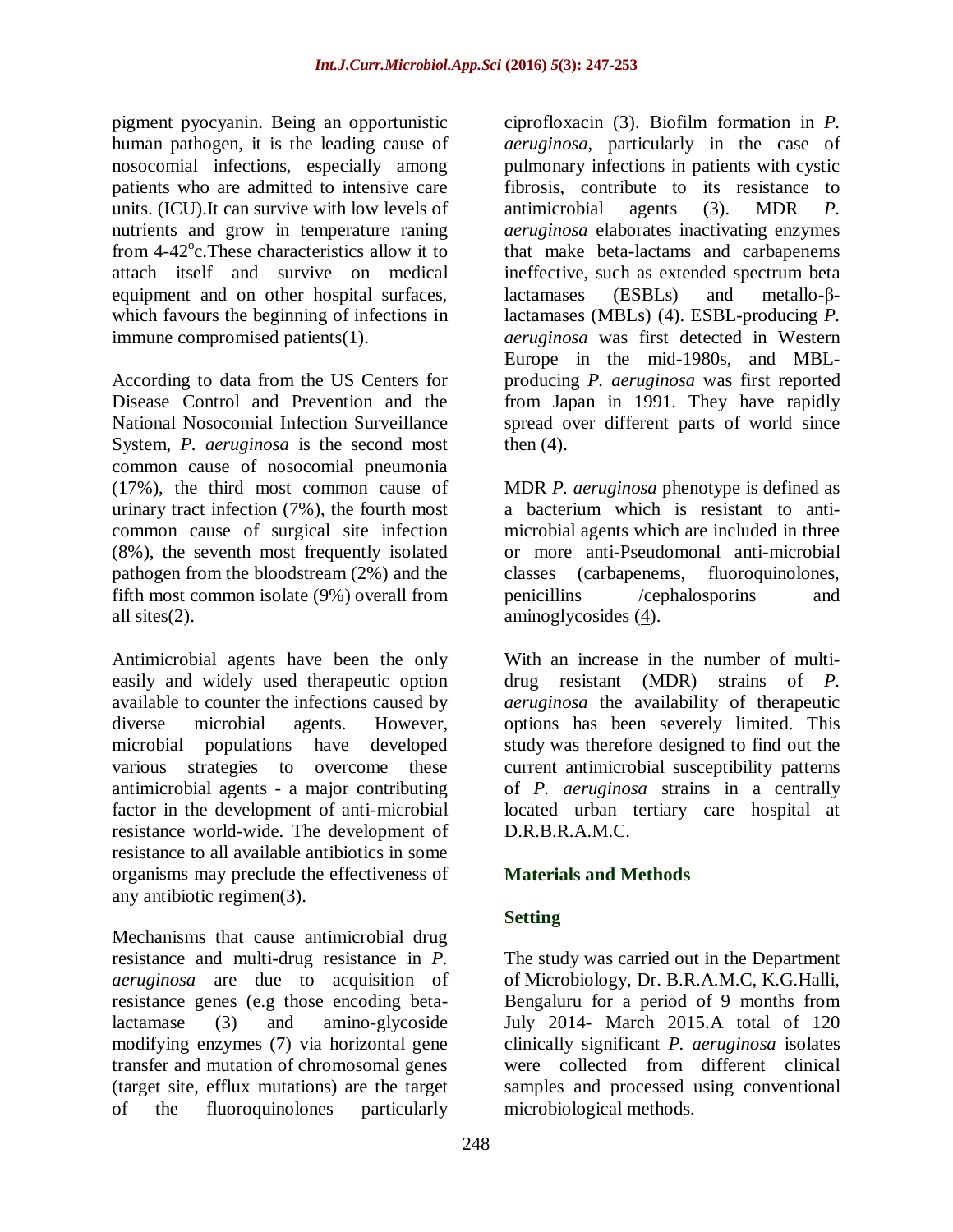pigment pyocyanin. Being an opportunistic human pathogen, it is the leading cause of nosocomial infections, especially among patients who are admitted to intensive care units. (ICU).It can survive with low levels of nutrients and grow in temperature raning from 4-42$^{o}$c.These characteristics allow it to attach itself and survive on medical equipment and on other hospital surfaces, which favours the beginning of infections in immune compromised patients(1).

According to data from the US Centers for Disease Control and Prevention and the National Nosocomial Infection Surveillance System, *P. aeruginosa* is the second most common cause of nosocomial pneumonia (17%), the third most common cause of urinary tract infection (7%), the fourth most common cause of surgical site infection (8%), the seventh most frequently isolated pathogen from the bloodstream (2%) and the fifth most common isolate (9%) overall from all sites(2).

Antimicrobial agents have been the only easily and widely used therapeutic option available to counter the infections caused by diverse microbial agents. However, microbial populations have developed various strategies to overcome these antimicrobial agents - a major contributing factor in the development of anti-microbial resistance world-wide. The development of resistance to all available antibiotics in some organisms may preclude the effectiveness of any antibiotic regimen(3).

Mechanisms that cause antimicrobial drug resistance and multi-drug resistance in *P. aeruginosa* are due to acquisition of resistance genes (e.g those encoding beta-lactamase (3) and amino-glycoside modifying enzymes (7) via horizontal gene transfer and mutation of chromosomal genes (target site, efflux mutations) are the target of the fluoroquinolones particularly ciprofloxacin (3). Biofilm formation in *P. aeruginosa*, particularly in the case of pulmonary infections in patients with cystic fibrosis, contribute to its resistance to antimicrobial agents (3). MDR *P. aeruginosa* elaborates inactivating enzymes that make beta-lactams and carbapenems ineffective, such as extended spectrum beta lactamases (ESBLs) and metallo-β-lactamases (MBLs) (4). ESBL-producing *P. aeruginosa* was first detected in Western Europe in the mid-1980s, and MBL-producing *P. aeruginosa* was first reported from Japan in 1991. They have rapidly spread over different parts of world since then (4).

MDR *P. aeruginosa* phenotype is defined as a bacterium which is resistant to anti-microbial agents which are included in three or more anti-Pseudomonal anti-microbial classes (carbapenems, fluoroquinolones, penicillins /cephalosporins and aminoglycosides (4).

With an increase in the number of multi-drug resistant (MDR) strains of *P. aeruginosa* the availability of therapeutic options has been severely limited. This study was therefore designed to find out the current antimicrobial susceptibility patterns of *P. aeruginosa* strains in a centrally located urban tertiary care hospital at D.R.B.R.A.M.C.

## Materials and Methods

### Setting

The study was carried out in the Department of Microbiology, Dr. B.R.A.M.C, K.G.Halli, Bengaluru for a period of 9 months from July 2014- March 2015.A total of 120 clinically significant *P. aeruginosa* isolates were collected from different clinical samples and processed using conventional microbiological methods.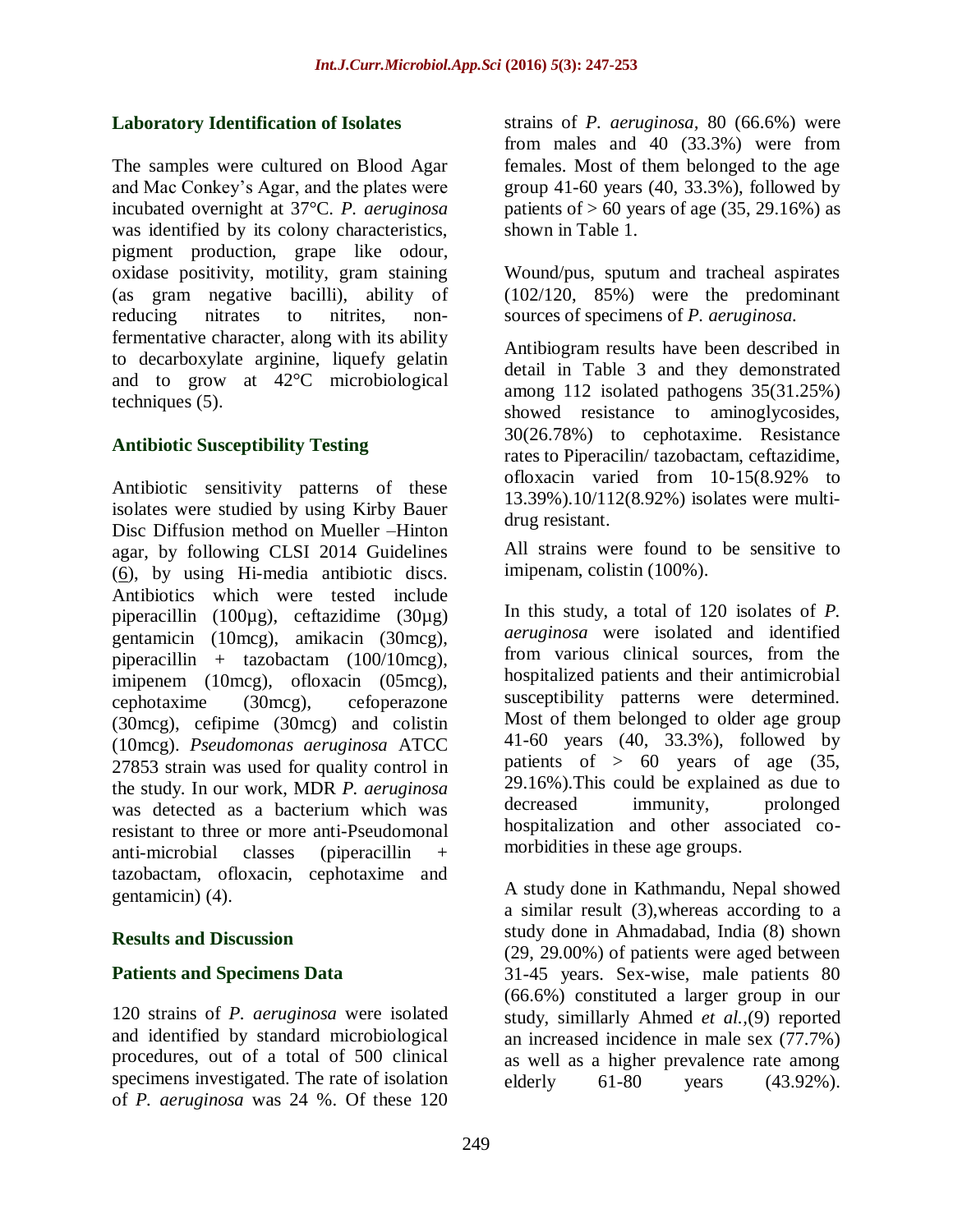### Laboratory Identification of Isolates

The samples were cultured on Blood Agar and Mac Conkey's Agar, and the plates were incubated overnight at 37°C. *P. aeruginosa* was identified by its colony characteristics, pigment production, grape like odour, oxidase positivity, motility, gram staining (as gram negative bacilli), ability of reducing nitrates to nitrites, non-fermentative character, along with its ability to decarboxylate arginine, liquefy gelatin and to grow at 42°C microbiological techniques (5).

### Antibiotic Susceptibility Testing

Antibiotic sensitivity patterns of these isolates were studied by using Kirby Bauer Disc Diffusion method on Mueller –Hinton agar, by following CLSI 2014 Guidelines (6), by using Hi-media antibiotic discs. Antibiotics which were tested include piperacillin (100µg), ceftazidime (30µg) gentamicin (10mcg), amikacin (30mcg), piperacillin + tazobactam (100/10mcg), imipenem (10mcg), ofloxacin (05mcg), cephotaxime (30mcg), cefoperazone (30mcg), cefipime (30mcg) and colistin (10mcg). *Pseudomonas aeruginosa* ATCC 27853 strain was used for quality control in the study. In our work, MDR *P. aeruginosa* was detected as a bacterium which was resistant to three or more anti-Pseudomonal anti-microbial classes (piperacillin + tazobactam, ofloxacin, cephotaxime and gentamicin) (4).

## Results and Discussion

### Patients and Specimens Data

120 strains of *P. aeruginosa* were isolated and identified by standard microbiological procedures, out of a total of 500 clinical specimens investigated. The rate of isolation of *P. aeruginosa* was 24 %. Of these 120 strains of *P. aeruginosa*, 80 (66.6%) were from males and 40 (33.3%) were from females. Most of them belonged to the age group 41-60 years (40, 33.3%), followed by patients of > 60 years of age (35, 29.16%) as shown in Table 1.

Wound/pus, sputum and tracheal aspirates (102/120, 85%) were the predominant sources of specimens of *P. aeruginosa.*

Antibiogram results have been described in detail in Table 3 and they demonstrated among 112 isolated pathogens 35(31.25%) showed resistance to aminoglycosides, 30(26.78%) to cephotaxime. Resistance rates to Piperacilin/ tazobactam, ceftazidime, ofloxacin varied from 10-15(8.92% to 13.39%).10/112(8.92%) isolates were multi-drug resistant.

All strains were found to be sensitive to imipenam, colistin (100%).

In this study, a total of 120 isolates of *P. aeruginosa* were isolated and identified from various clinical sources, from the hospitalized patients and their antimicrobial susceptibility patterns were determined. Most of them belonged to older age group 41-60 years (40, 33.3%), followed by patients of > 60 years of age (35, 29.16%).This could be explained as due to decreased immunity, prolonged hospitalization and other associated co-morbidities in these age groups.

A study done in Kathmandu, Nepal showed a similar result (3),whereas according to a study done in Ahmadabad, India (8) shown (29, 29.00%) of patients were aged between 31-45 years. Sex-wise, male patients 80 (66.6%) constituted a larger group in our study, simillarly Ahmed *et al.*,(9) reported an increased incidence in male sex (77.7%) as well as a higher prevalence rate among elderly 61-80 years (43.92%).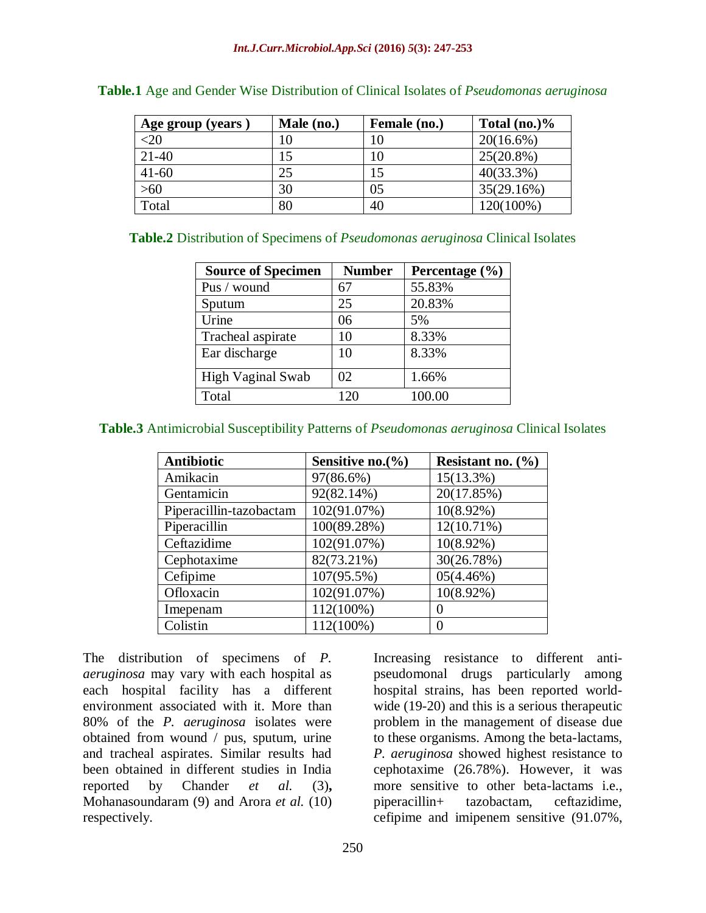**Table.1** Age and Gender Wise Distribution of Clinical Isolates of *Pseudomonas aeruginosa*

| Age group (years ) | Male (no.) | Female (no.) | Total (no.)% |
|---|---|---|---|
| <20 | 10 | 10 | 20(16.6%) |
| 21-40 | 15 | 10 | 25(20.8%) |
| 41-60 | 25 | 15 | 40(33.3%) |
| >60 | 30 | 05 | 35(29.16%) |
| Total | 80 | 40 | 120(100%) |

**Table.2** Distribution of Specimens of *Pseudomonas aeruginosa* Clinical Isolates

| Source of Specimen | Number | Percentage (%) |
|---|---|---|
| Pus / wound | 67 | 55.83% |
| Sputum | 25 | 20.83% |
| Urine | 06 | 5% |
| Tracheal aspirate | 10 | 8.33% |
| Ear discharge | 10 | 8.33% |
| High Vaginal Swab | 02 | 1.66% |
| Total | 120 | 100.00 |

**Table.3** Antimicrobial Susceptibility Patterns of *Pseudomonas aeruginosa* Clinical Isolates

| Antibiotic | Sensitive no.(%) | Resistant no. (%) |
|---|---|---|
| Amikacin | 97(86.6%) | 15(13.3%) |
| Gentamicin | 92(82.14%) | 20(17.85%) |
| Piperacillin-tazobactam | 102(91.07%) | 10(8.92%) |
| Piperacillin | 100(89.28%) | 12(10.71%) |
| Ceftazidime | 102(91.07%) | 10(8.92%) |
| Cephotaxime | 82(73.21%) | 30(26.78%) |
| Cefipime | 107(95.5%) | 05(4.46%) |
| Ofloxacin | 102(91.07%) | 10(8.92%) |
| Imepenam | 112(100%) | 0 |
| Colistin | 112(100%) | 0 |

The distribution of specimens of *P. aeruginosa* may vary with each hospital as each hospital facility has a different environment associated with it. More than 80% of the *P. aeruginosa* isolates were obtained from wound / pus, sputum, urine and tracheal aspirates. Similar results had been obtained in different studies in India reported by Chander *et al.* (3)**,** Mohanasoundaram (9) and Arora *et al.* (10) respectively.

Increasing resistance to different anti-pseudomonal drugs particularly among hospital strains, has been reported world-wide (19-20) and this is a serious therapeutic problem in the management of disease due to these organisms. Among the beta-lactams, *P. aeruginosa* showed highest resistance to cephotaxime (26.78%). However, it was more sensitive to other beta-lactams i.e., piperacillin+ tazobactam, ceftazidime, cefipime and imipenem sensitive (91.07%,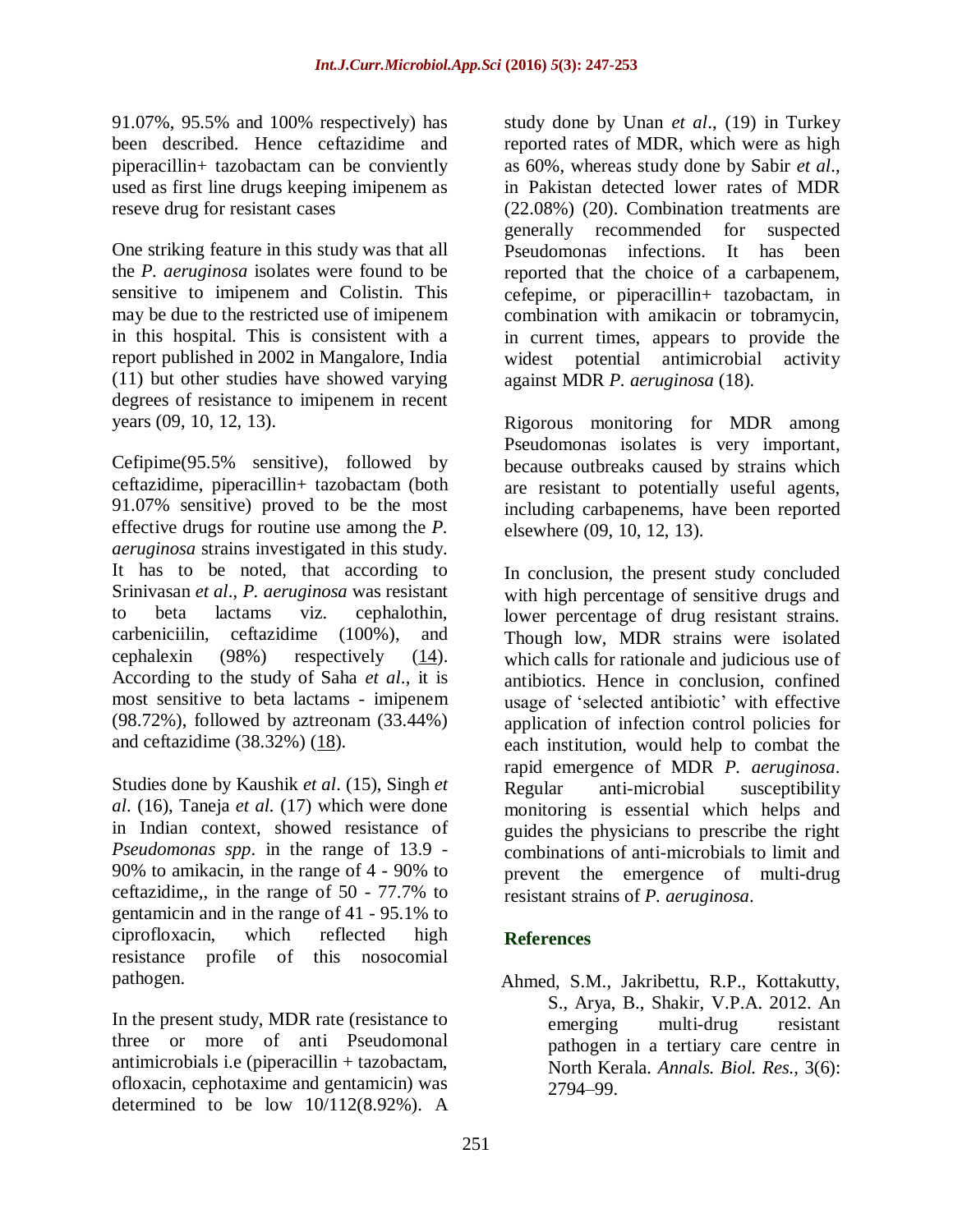91.07%, 95.5% and 100% respectively) has been described. Hence ceftazidime and piperacillin+ tazobactam can be conviently used as first line drugs keeping imipenem as reseve drug for resistant cases

One striking feature in this study was that all the *P. aeruginosa* isolates were found to be sensitive to imipenem and Colistin. This may be due to the restricted use of imipenem in this hospital. This is consistent with a report published in 2002 in Mangalore, India (11) but other studies have showed varying degrees of resistance to imipenem in recent years (09, 10, 12, 13).

Cefipime(95.5% sensitive), followed by ceftazidime, piperacillin+ tazobactam (both 91.07% sensitive) proved to be the most effective drugs for routine use among the *P. aeruginosa* strains investigated in this study. It has to be noted, that according to Srinivasan *et al*., *P. aeruginosa* was resistant to beta lactams viz. cephalothin, carbeniciilin, ceftazidime (100%), and cephalexin (98%) respectively (14). According to the study of Saha *et al*., it is most sensitive to beta lactams - imipenem (98.72%), followed by aztreonam (33.44%) and ceftazidime (38.32%) (18).

Studies done by Kaushik *et al*. (15), Singh *et al*. (16), Taneja *et al*. (17) which were done in Indian context, showed resistance of *Pseudomonas spp*. in the range of 13.9 - 90% to amikacin, in the range of 4 - 90% to ceftazidime,, in the range of 50 - 77.7% to gentamicin and in the range of 41 - 95.1% to ciprofloxacin, which reflected high resistance profile of this nosocomial pathogen.

In the present study, MDR rate (resistance to three or more of anti Pseudomonal antimicrobials i.e (piperacillin + tazobactam, ofloxacin, cephotaxime and gentamicin) was determined to be low 10/112(8.92%). A study done by Unan *et al*., (19) in Turkey reported rates of MDR, which were as high as 60%, whereas study done by Sabir *et al*., in Pakistan detected lower rates of MDR (22.08%) (20). Combination treatments are generally recommended for suspected Pseudomonas infections. It has been reported that the choice of a carbapenem, cefepime, or piperacillin+ tazobactam, in combination with amikacin or tobramycin, in current times, appears to provide the widest potential antimicrobial activity against MDR *P. aeruginosa* (18).

Rigorous monitoring for MDR among Pseudomonas isolates is very important, because outbreaks caused by strains which are resistant to potentially useful agents, including carbapenems, have been reported elsewhere (09, 10, 12, 13).

In conclusion, the present study concluded with high percentage of sensitive drugs and lower percentage of drug resistant strains. Though low, MDR strains were isolated which calls for rationale and judicious use of antibiotics. Hence in conclusion, confined usage of 'selected antibiotic' with effective application of infection control policies for each institution, would help to combat the rapid emergence of MDR *P. aeruginosa*. Regular anti-microbial susceptibility monitoring is essential which helps and guides the physicians to prescribe the right combinations of anti-microbials to limit and prevent the emergence of multi-drug resistant strains of *P. aeruginosa*.

## References

Ahmed, S.M., Jakribettu, R.P., Kottakutty, S., Arya, B., Shakir, V.P.A. 2012. An emerging multi-drug resistant pathogen in a tertiary care centre in North Kerala. *Annals. Biol. Res.,* 3(6): 2794–99.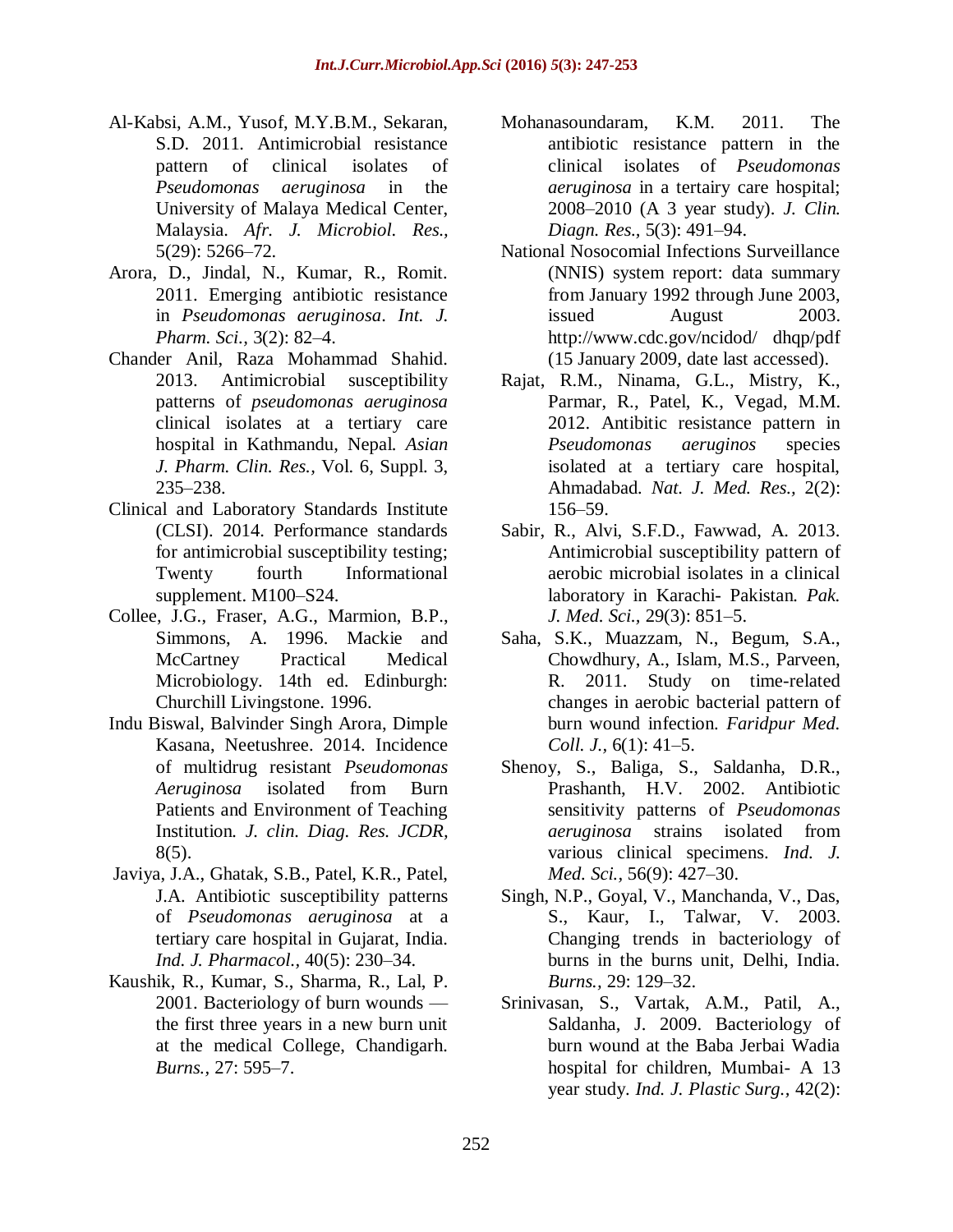- Al-Kabsi, A.M., Yusof, M.Y.B.M., Sekaran, S.D. 2011. Antimicrobial resistance pattern of clinical isolates of *Pseudomonas aeruginosa* in the University of Malaya Medical Center, Malaysia. *Afr. J. Microbiol. Res.,* 5(29): 5266–72.
- Arora, D., Jindal, N., Kumar, R., Romit. 2011. Emerging antibiotic resistance in *Pseudomonas aeruginosa*. *Int. J. Pharm. Sci.,* 3(2): 82–4.
- Chander Anil, Raza Mohammad Shahid. 2013. Antimicrobial susceptibility patterns of *pseudomonas aeruginosa* clinical isolates at a tertiary care hospital in Kathmandu, Nepal. *Asian J. Pharm. Clin. Res.,* Vol. 6, Suppl. 3, 235–238.
- Clinical and Laboratory Standards Institute (CLSI). 2014. Performance standards for antimicrobial susceptibility testing; Twenty fourth Informational supplement. M100–S24.
- Collee, J.G., Fraser, A.G., Marmion, B.P., Simmons, A. 1996. Mackie and McCartney Practical Medical Microbiology. 14th ed. Edinburgh: Churchill Livingstone. 1996.
- Indu Biswal, Balvinder Singh Arora, Dimple Kasana, Neetushree. 2014. Incidence of multidrug resistant *Pseudomonas Aeruginosa* isolated from Burn Patients and Environment of Teaching Institution. *J. clin. Diag. Res. JCDR,* 8(5).
- Javiya, J.A., Ghatak, S.B., Patel, K.R., Patel, J.A. Antibiotic susceptibility patterns of *Pseudomonas aeruginosa* at a tertiary care hospital in Gujarat, India. *Ind. J. Pharmacol.,* 40(5): 230–34.
- Kaushik, R., Kumar, S., Sharma, R., Lal, P. 2001. Bacteriology of burn wounds — the first three years in a new burn unit at the medical College, Chandigarh. *Burns.,* 27: 595–7.
- Mohanasoundaram, K.M. 2011. The antibiotic resistance pattern in the clinical isolates of *Pseudomonas aeruginosa* in a tertairy care hospital; 2008–2010 (A 3 year study). *J. Clin. Diagn. Res.,* 5(3): 491–94.
- National Nosocomial Infections Surveillance (NNIS) system report: data summary from January 1992 through June 2003, issued August 2003. http://www.cdc.gov/ncidod/ dhqp/pdf (15 January 2009, date last accessed).
- Rajat, R.M., Ninama, G.L., Mistry, K., Parmar, R., Patel, K., Vegad, M.M. 2012. Antibitic resistance pattern in *Pseudomonas aeruginos* species isolated at a tertiary care hospital, Ahmadabad. *Nat. J. Med. Res.,* 2(2): 156–59.
- Sabir, R., Alvi, S.F.D., Fawwad, A. 2013. Antimicrobial susceptibility pattern of aerobic microbial isolates in a clinical laboratory in Karachi- Pakistan. *Pak. J. Med. Sci.,* 29(3): 851–5.
- Saha, S.K., Muazzam, N., Begum, S.A., Chowdhury, A., Islam, M.S., Parveen, R. 2011. Study on time-related changes in aerobic bacterial pattern of burn wound infection. *Faridpur Med. Coll. J.,* 6(1): 41–5.
- Shenoy, S., Baliga, S., Saldanha, D.R., Prashanth, H.V. 2002. Antibiotic sensitivity patterns of *Pseudomonas aeruginosa* strains isolated from various clinical specimens. *Ind. J. Med. Sci.,* 56(9): 427–30.
- Singh, N.P., Goyal, V., Manchanda, V., Das, S., Kaur, I., Talwar, V. 2003. Changing trends in bacteriology of burns in the burns unit, Delhi, India. *Burns.,* 29: 129–32.
- Srinivasan, S., Vartak, A.M., Patil, A., Saldanha, J. 2009. Bacteriology of burn wound at the Baba Jerbai Wadia hospital for children, Mumbai- A 13 year study. *Ind. J. Plastic Surg.,* 42(2):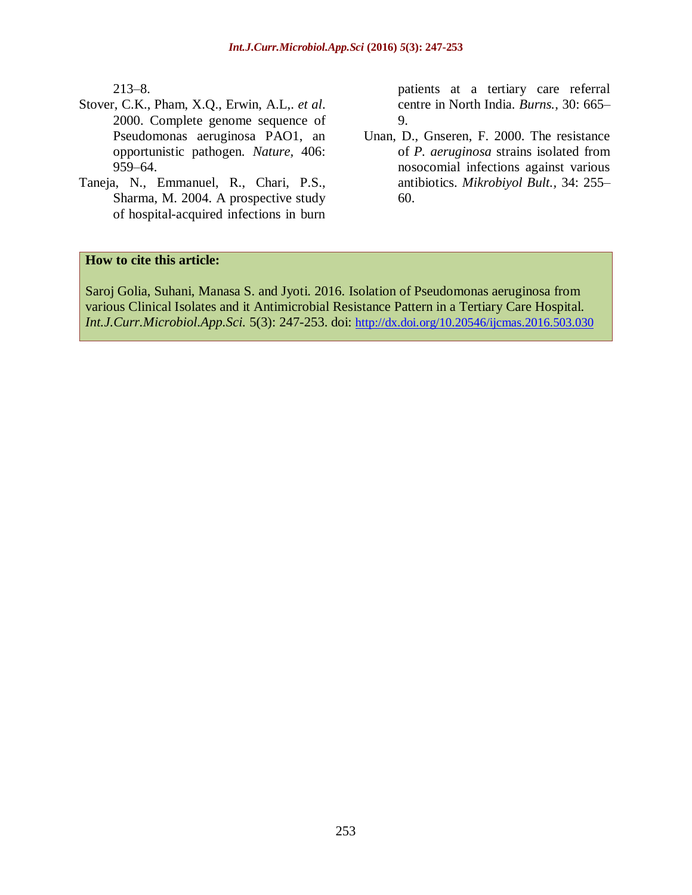213–8.

Stover, C.K., Pham, X.Q., Erwin, A.L,. *et al*. 2000. Complete genome sequence of Pseudomonas aeruginosa PAO1, an opportunistic pathogen. *Nature*, 406: 959–64.

Taneja, N., Emmanuel, R., Chari, P.S., Sharma, M. 2004. A prospective study of hospital-acquired infections in burn patients at a tertiary care referral centre in North India. *Burns.,* 30: 665–9.

Unan, D., Gnseren, F. 2000. The resistance of *P. aeruginosa* strains isolated from nosocomial infections against various antibiotics. *Mikrobiyol Bult.,* 34: 255–60.

**How to cite this article:**

Saroj Golia, Suhani, Manasa S. and Jyoti. 2016. Isolation of Pseudomonas aeruginosa from various Clinical Isolates and it Antimicrobial Resistance Pattern in a Tertiary Care Hospital. *Int.J.Curr.Microbiol.App.Sci.* 5(3): 247-253. doi: http://dx.doi.org/10.20546/ijcmas.2016.503.030